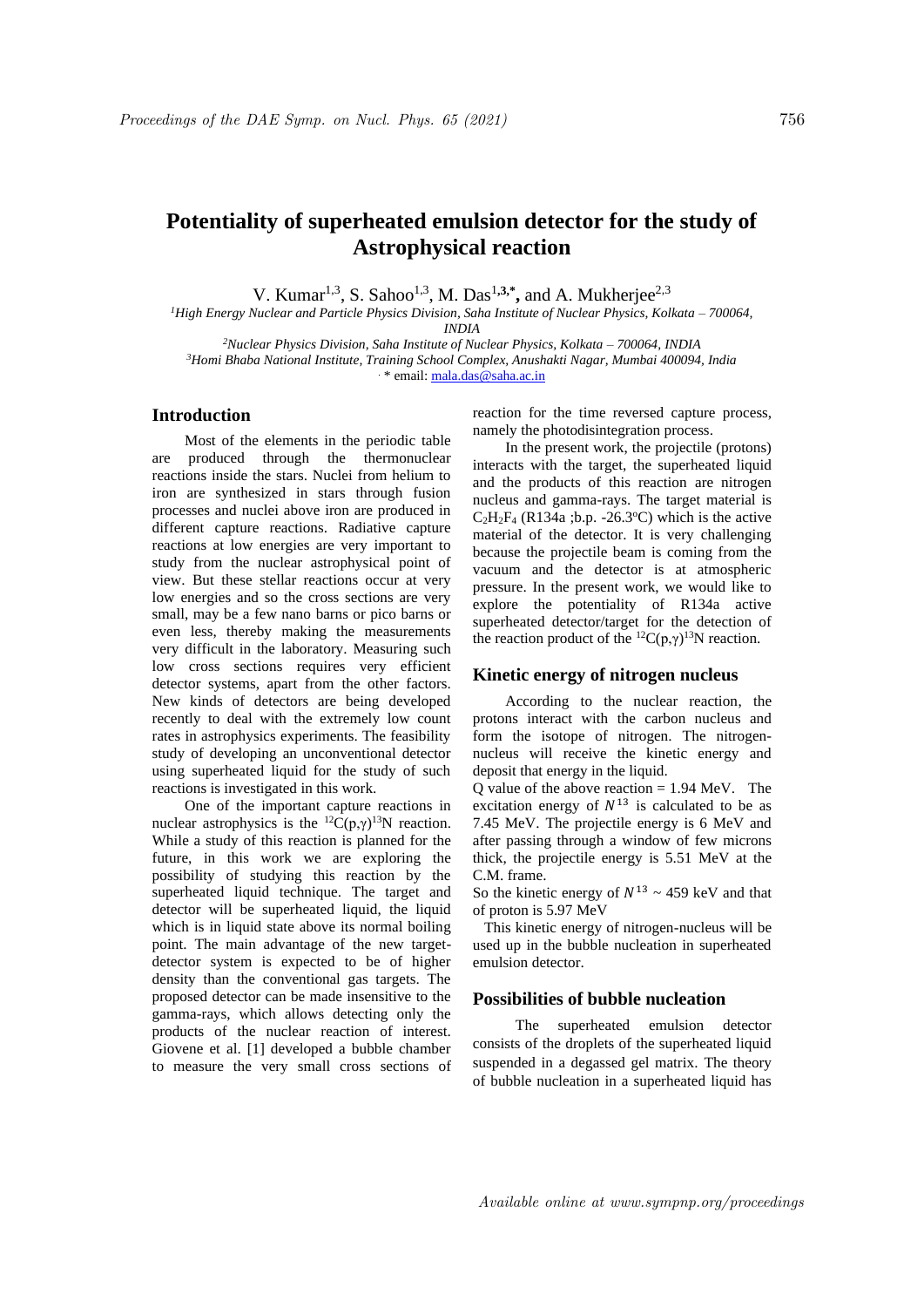# Potentiality of superheated emulsion detector for the study of Astrophysical reaction

V. Kumar[1,3], S. Sahoo[1,3], M. Das[1,3,*], and A. Mukherjee[2,3]

[1]*High Energy Nuclear and Particle Physics Division, Saha Institute of Nuclear Physics, Kolkata – 700064, INDIA*

[2]*Nuclear Physics Division, Saha Institute of Nuclear Physics, Kolkata – 700064, INDIA*

[3]*Homi Bhaba National Institute, Training School Complex, Anushakti Nagar, Mumbai 400094, India*

* email: mala.das@saha.ac.in

## Introduction

Most of the elements in the periodic table are produced through the thermonuclear reactions inside the stars. Nuclei from helium to iron are synthesized in stars through fusion processes and nuclei above iron are produced in different capture reactions. Radiative capture reactions at low energies are very important to study from the nuclear astrophysical point of view. But these stellar reactions occur at very low energies and so the cross sections are very small, may be a few nano barns or pico barns or even less, thereby making the measurements very difficult in the laboratory. Measuring such low cross sections requires very efficient detector systems, apart from the other factors. New kinds of detectors are being developed recently to deal with the extremely low count rates in astrophysics experiments. The feasibility study of developing an unconventional detector using superheated liquid for the study of such reactions is investigated in this work.

One of the important capture reactions in nuclear astrophysics is the $^{12}C(p,\gamma)^{13}N$ reaction. While a study of this reaction is planned for the future, in this work we are exploring the possibility of studying this reaction by the superheated liquid technique. The target and detector will be superheated liquid, the liquid which is in liquid state above its normal boiling point. The main advantage of the new target-detector system is expected to be of higher density than the conventional gas targets. The proposed detector can be made insensitive to the gamma-rays, which allows detecting only the products of the nuclear reaction of interest. Giovene et al. [1] developed a bubble chamber to measure the very small cross sections of reaction for the time reversed capture process, namely the photodisintegration process.

In the present work, the projectile (protons) interacts with the target, the superheated liquid and the products of this reaction are nitrogen nucleus and gamma-rays. The target material is $C_2H_2F_4$ (R134a ;b.p. -26.3°C) which is the active material of the detector. It is very challenging because the projectile beam is coming from the vacuum and the detector is at atmospheric pressure. In the present work, we would like to explore the potentiality of R134a active superheated detector/target for the detection of the reaction product of the $^{12}C(p,\gamma)^{13}N$ reaction.

## Kinetic energy of nitrogen nucleus

According to the nuclear reaction, the protons interact with the carbon nucleus and form the isotope of nitrogen. The nitrogen-nucleus will receive the kinetic energy and deposit that energy in the liquid.

Q value of the above reaction = 1.94 MeV. The excitation energy of $N^{13}$ is calculated to be as 7.45 MeV. The projectile energy is 6 MeV and after passing through a window of few microns thick, the projectile energy is 5.51 MeV at the C.M. frame.

So the kinetic energy of $N^{13}$ ~ 459 keV and that of proton is 5.97 MeV

This kinetic energy of nitrogen-nucleus will be used up in the bubble nucleation in superheated emulsion detector.

## Possibilities of bubble nucleation

The superheated emulsion detector consists of the droplets of the superheated liquid suspended in a degassed gel matrix. The theory of bubble nucleation in a superheated liquid has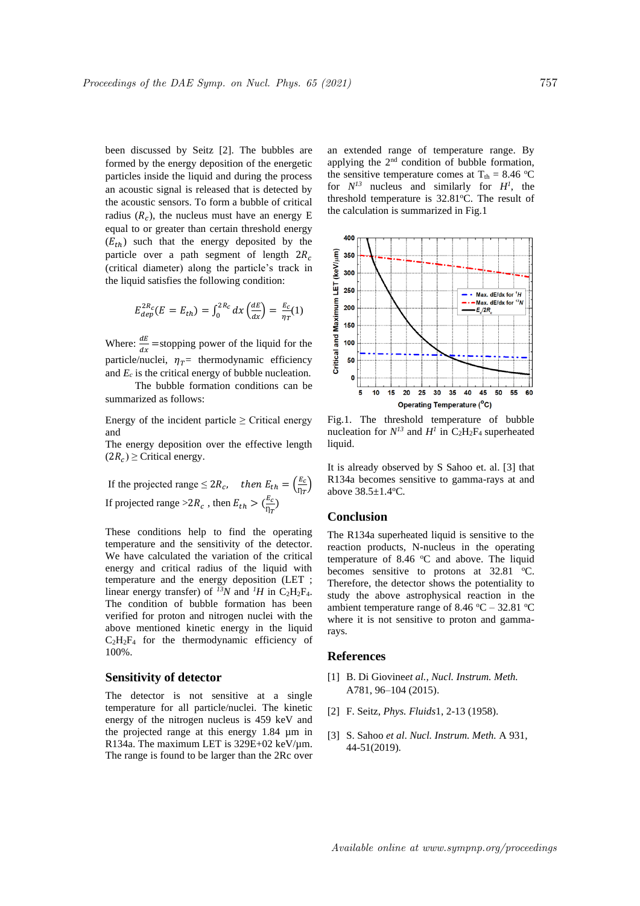been discussed by Seitz [2]. The bubbles are formed by the energy deposition of the energetic particles inside the liquid and during the process an acoustic signal is released that is detected by the acoustic sensors. To form a bubble of critical radius ($R_c$), the nucleus must have an energy E equal to or greater than certain threshold energy ($E_{th}$) such that the energy deposited by the particle over a path segment of length $2R_c$ (critical diameter) along the particle's track in the liquid satisfies the following condition:

$$E_{dep}^{2R_c}(E = E_{th}) = \int_0^{2R_c} dx \left(\frac{dE}{dx}\right) = \frac{E_c}{\eta_T} \quad (1)$$

Where: $\frac{dE}{dx}$ =stopping power of the liquid for the particle/nuclei, $\eta_T$= thermodynamic efficiency and $E_c$ is the critical energy of bubble nucleation.

The bubble formation conditions can be summarized as follows:

Energy of the incident particle ≥ Critical energy and

The energy deposition over the effective length ($2R_c$) ≥ Critical energy.

If the projected range $\leq 2R_c$, then $E_{th} = \left(\frac{E_c}{\eta_T}\right)$

If projected range $> 2R_c$, then $E_{th} > \left(\frac{E_c}{\eta_T}\right)$

These conditions help to find the operating temperature and the sensitivity of the detector. We have calculated the variation of the critical energy and critical radius of the liquid with temperature and the energy deposition (LET ; linear energy transfer) of $^{13}N$ and $^{1}H$ in $C_2H_2F_4$. The condition of bubble formation has been verified for proton and nitrogen nuclei with the above mentioned kinetic energy in the liquid $C_2H_2F_4$ for the thermodynamic efficiency of 100%.

## Sensitivity of detector

The detector is not sensitive at a single temperature for all particle/nuclei. The kinetic energy of the nitrogen nucleus is 459 keV and the projected range at this energy 1.84 µm in R134a. The maximum LET is 329E+02 keV/µm. The range is found to be larger than the 2Rc over an extended range of temperature range. By applying the 2nd condition of bubble formation, the sensitive temperature comes at $T_{th}$ = 8.46 °C for $N^{13}$ nucleus and similarly for $H^{1}$, the threshold temperature is 32.81°C. The result of the calculation is summarized in Fig.1

Critical and Maximum LET (keV/µm)

Operating Temperature (°C)

Max. dE/dx for ¹H

Max. dE/dx for ¹³N

$E_c/2R_c$

Fig.1. The threshold temperature of bubble nucleation for $N^{13}$ and $H^{1}$ in $C_2H_2F_4$ superheated liquid.

It is already observed by S Sahoo et. al. [3] that R134a becomes sensitive to gamma-rays at and above 38.5±1.4°C.

## Conclusion

The R134a superheated liquid is sensitive to the reaction products, N-nucleus in the operating temperature of 8.46 °C and above. The liquid becomes sensitive to protons at 32.81 °C. Therefore, the detector shows the potentiality to study the above astrophysical reaction in the ambient temperature range of 8.46 °C – 32.81 °C where it is not sensitive to proton and gamma-rays.

## References

[1] B. Di Giovine*et al., Nucl. Instrum. Meth.* A781, 96–104 (2015).

[2] F. Seitz, *Phys. Fluids*1, 2-13 (1958).

[3] S. Sahoo *et al*. *Nucl. Instrum. Meth.* A 931, 44-51(2019).